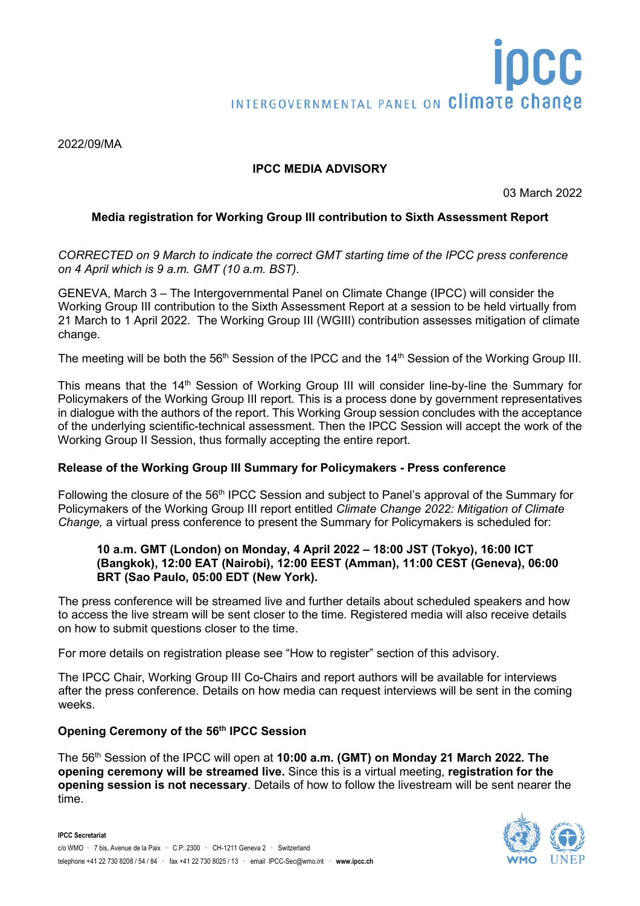2022/09/MA

**IPCC MEDIA ADVISORY**

03 March 2022

**Media registration for Working Group III contribution to Sixth Assessment Report**

*CORRECTED on 9 March to indicate the correct GMT starting time of the IPCC press conference on 4 April which is 9 a.m. GMT (10 a.m. BST).*

GENEVA, March 3 – The Intergovernmental Panel on Climate Change (IPCC) will consider the Working Group III contribution to the Sixth Assessment Report at a session to be held virtually from 21 March to 1 April 2022. The Working Group III (WGIII) contribution assesses mitigation of climate change.

The meeting will be both the 56th Session of the IPCC and the 14th Session of the Working Group III.

This means that the 14th Session of Working Group III will consider line-by-line the Summary for Policymakers of the Working Group III report. This is a process done by government representatives in dialogue with the authors of the report. This Working Group session concludes with the acceptance of the underlying scientific-technical assessment. Then the IPCC Session will accept the work of the Working Group II Session, thus formally accepting the entire report.

**Release of the Working Group III Summary for Policymakers - Press conference**

Following the closure of the 56th IPCC Session and subject to Panel's approval of the Summary for Policymakers of the Working Group III report entitled *Climate Change 2022: Mitigation of Climate Change,* a virtual press conference to present the Summary for Policymakers is scheduled for:

> **10 a.m. GMT (London) on Monday, 4 April 2022 – 18:00 JST (Tokyo), 16:00 ICT (Bangkok), 12:00 EAT (Nairobi), 12:00 EEST (Amman), 11:00 CEST (Geneva), 06:00 BRT (Sao Paulo, 05:00 EDT (New York).**

The press conference will be streamed live and further details about scheduled speakers and how to access the live stream will be sent closer to the time. Registered media will also receive details on how to submit questions closer to the time.

For more details on registration please see "How to register" section of this advisory.

The IPCC Chair, Working Group III Co-Chairs and report authors will be available for interviews after the press conference. Details on how media can request interviews will be sent in the coming weeks.

**Opening Ceremony of the 56th IPCC Session**

The 56th Session of the IPCC will open at **10:00 a.m. (GMT) on Monday 21 March 2022. The opening ceremony will be streamed live.** Since this is a virtual meeting, **registration for the opening session is not necessary**. Details of how to follow the livestream will be sent nearer the time.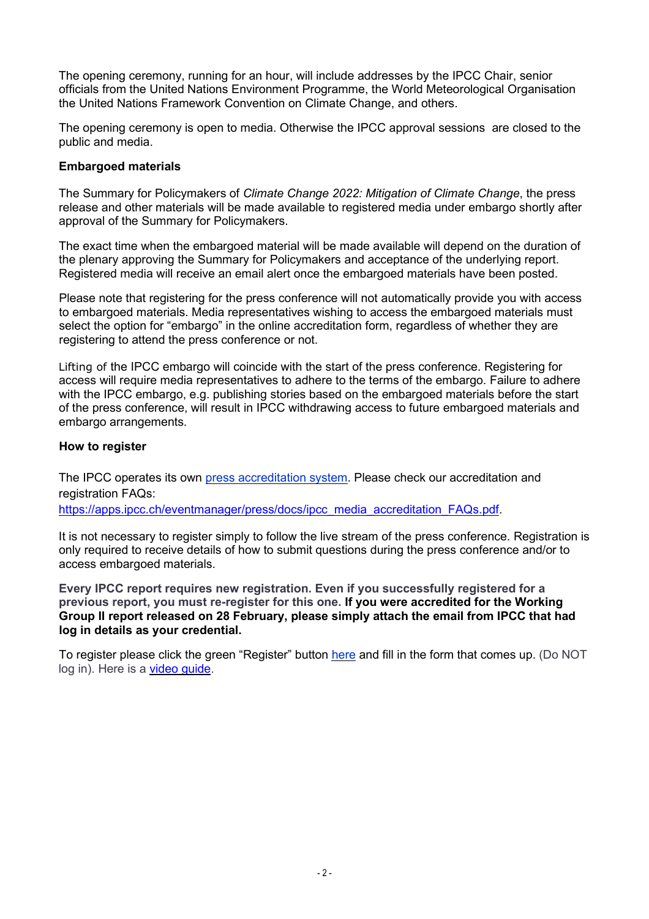The opening ceremony, running for an hour, will include addresses by the IPCC Chair, senior officials from the United Nations Environment Programme, the World Meteorological Organisation the United Nations Framework Convention on Climate Change, and others.

The opening ceremony is open to media. Otherwise the IPCC approval sessions are closed to the public and media.

**Embargoed materials**

The Summary for Policymakers of *Climate Change 2022: Mitigation of Climate Change*, the press release and other materials will be made available to registered media under embargo shortly after approval of the Summary for Policymakers.

The exact time when the embargoed material will be made available will depend on the duration of the plenary approving the Summary for Policymakers and acceptance of the underlying report. Registered media will receive an email alert once the embargoed materials have been posted.

Please note that registering for the press conference will not automatically provide you with access to embargoed materials. Media representatives wishing to access the embargoed materials must select the option for "embargo" in the online accreditation form, regardless of whether they are registering to attend the press conference or not.

Lifting of the IPCC embargo will coincide with the start of the press conference. Registering for access will require media representatives to adhere to the terms of the embargo. Failure to adhere with the IPCC embargo, e.g. publishing stories based on the embargoed materials before the start of the press conference, will result in IPCC withdrawing access to future embargoed materials and embargo arrangements.

**How to register**

The IPCC operates its own [press accreditation system](). Please check our accreditation and registration FAQs: https://apps.ipcc.ch/eventmanager/press/docs/ipcc_media_accreditation_FAQs.pdf.

It is not necessary to register simply to follow the live stream of the press conference. Registration is only required to receive details of how to submit questions during the press conference and/or to access embargoed materials.

**Every IPCC report requires new registration. Even if you successfully registered for a previous report, you must re-register for this one. If you were accredited for the Working Group II report released on 28 February, please simply attach the email from IPCC that had log in details as your credential.**

To register please click the green "Register" button [here]() and fill in the form that comes up. (Do NOT log in). Here is a [video guide]().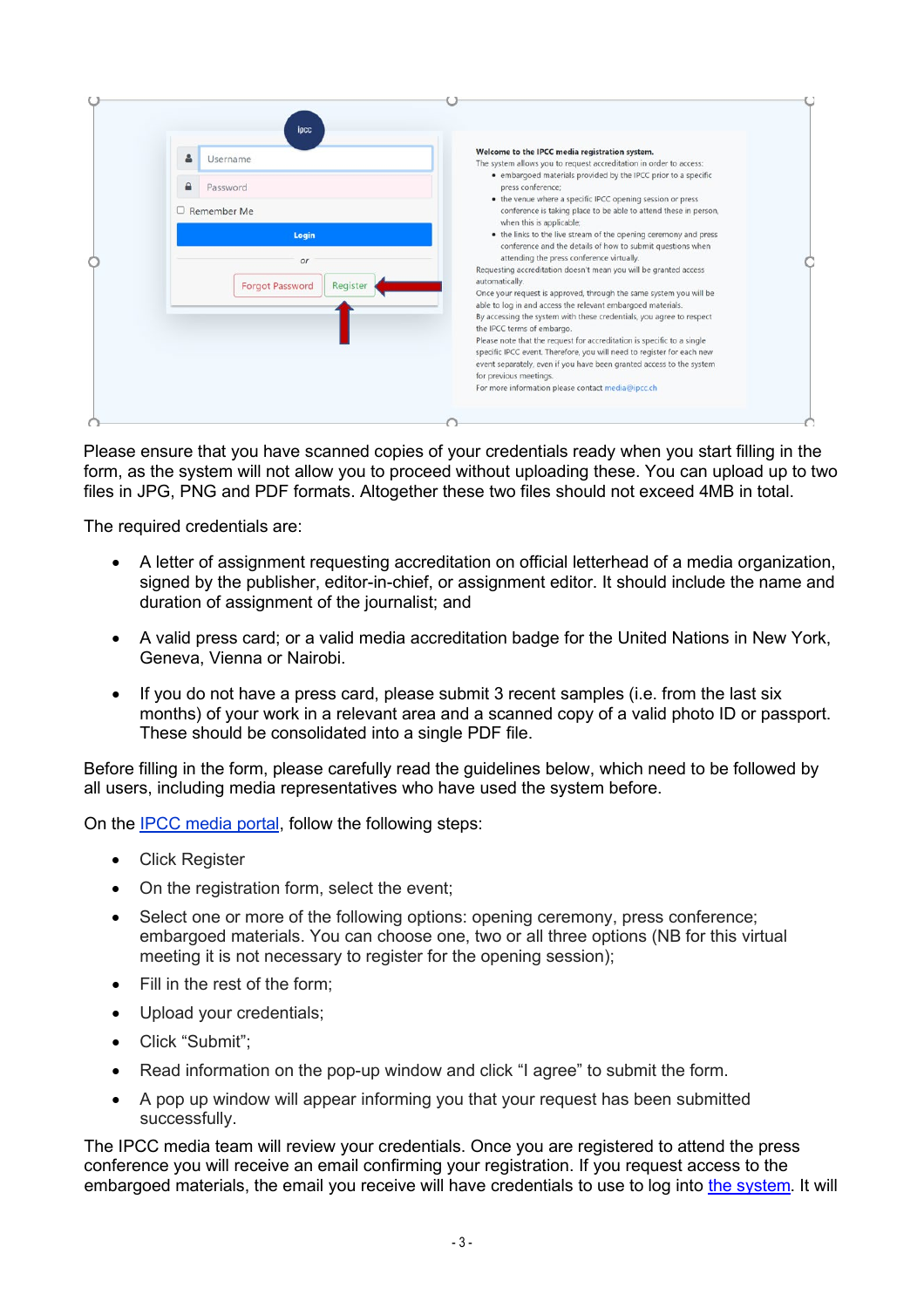Please ensure that you have scanned copies of your credentials ready when you start filling in the form, as the system will not allow you to proceed without uploading these. You can upload up to two files in JPG, PNG and PDF formats. Altogether these two files should not exceed 4MB in total.

The required credentials are:

- A letter of assignment requesting accreditation on official letterhead of a media organization, signed by the publisher, editor-in-chief, or assignment editor. It should include the name and duration of assignment of the journalist; and
- A valid press card; or a valid media accreditation badge for the United Nations in New York, Geneva, Vienna or Nairobi.
- If you do not have a press card, please submit 3 recent samples (i.e. from the last six months) of your work in a relevant area and a scanned copy of a valid photo ID or passport. These should be consolidated into a single PDF file.

Before filling in the form, please carefully read the guidelines below, which need to be followed by all users, including media representatives who have used the system before.

On the [IPCC media portal](), follow the following steps:

- Click Register
- On the registration form, select the event;
- Select one or more of the following options: opening ceremony, press conference; embargoed materials. You can choose one, two or all three options (NB for this virtual meeting it is not necessary to register for the opening session);
- Fill in the rest of the form;
- Upload your credentials;
- Click "Submit";
- Read information on the pop-up window and click "I agree" to submit the form.
- A pop up window will appear informing you that your request has been submitted successfully.

The IPCC media team will review your credentials. Once you are registered to attend the press conference you will receive an email confirming your registration. If you request access to the embargoed materials, the email you receive will have credentials to use to log into [the system](). It will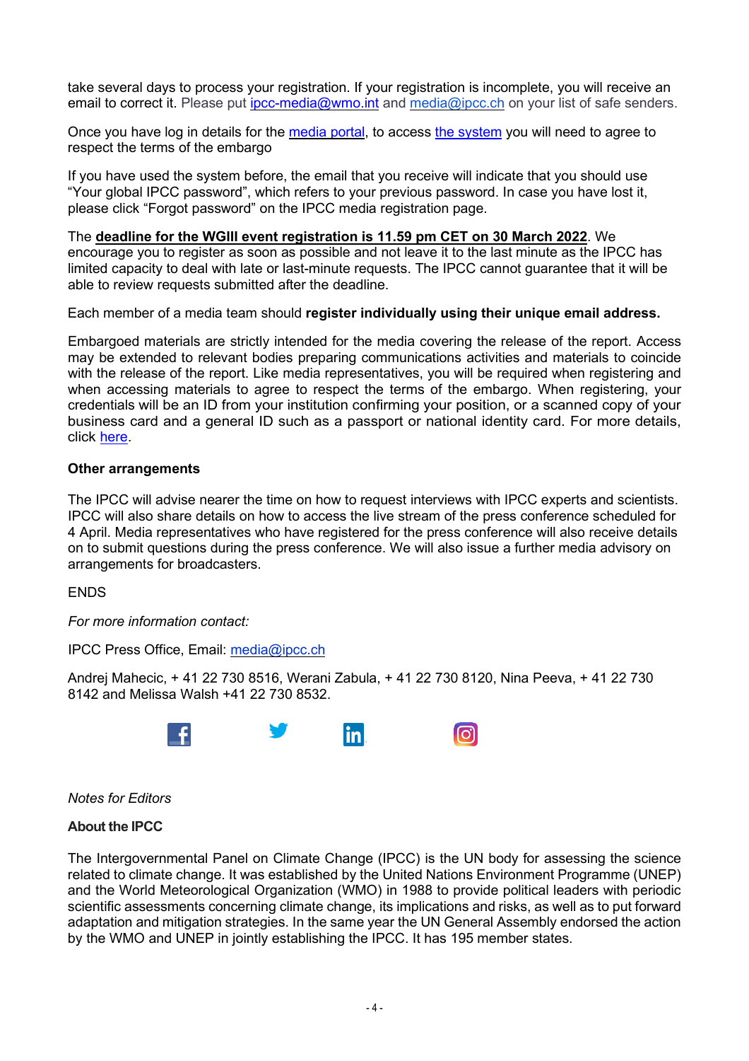take several days to process your registration. If your registration is incomplete, you will receive an email to correct it. Please put ipcc-media@wmo.int and media@ipcc.ch on your list of safe senders.

Once you have log in details for the media portal, to access the system you will need to agree to respect the terms of the embargo

If you have used the system before, the email that you receive will indicate that you should use "Your global IPCC password", which refers to your previous password. In case you have lost it, please click "Forgot password" on the IPCC media registration page.

The **deadline for the WGIII event registration is 11.59 pm CET on 30 March 2022**. We encourage you to register as soon as possible and not leave it to the last minute as the IPCC has limited capacity to deal with late or last-minute requests. The IPCC cannot guarantee that it will be able to review requests submitted after the deadline.

Each member of a media team should **register individually using their unique email address.**

Embargoed materials are strictly intended for the media covering the release of the report. Access may be extended to relevant bodies preparing communications activities and materials to coincide with the release of the report. Like media representatives, you will be required when registering and when accessing materials to agree to respect the terms of the embargo. When registering, your credentials will be an ID from your institution confirming your position, or a scanned copy of your business card and a general ID such as a passport or national identity card. For more details, click here.

**Other arrangements**

The IPCC will advise nearer the time on how to request interviews with IPCC experts and scientists. IPCC will also share details on how to access the live stream of the press conference scheduled for 4 April. Media representatives who have registered for the press conference will also receive details on to submit questions during the press conference. We will also issue a further media advisory on arrangements for broadcasters.

ENDS

*For more information contact:*

IPCC Press Office, Email: media@ipcc.ch

Andrej Mahecic, + 41 22 730 8516, Werani Zabula, + 41 22 730 8120, Nina Peeva, + 41 22 730 8142 and Melissa Walsh +41 22 730 8532.

*Notes for Editors*

**About the IPCC**

The Intergovernmental Panel on Climate Change (IPCC) is the UN body for assessing the science related to climate change. It was established by the United Nations Environment Programme (UNEP) and the World Meteorological Organization (WMO) in 1988 to provide political leaders with periodic scientific assessments concerning climate change, its implications and risks, as well as to put forward adaptation and mitigation strategies. In the same year the UN General Assembly endorsed the action by the WMO and UNEP in jointly establishing the IPCC. It has 195 member states.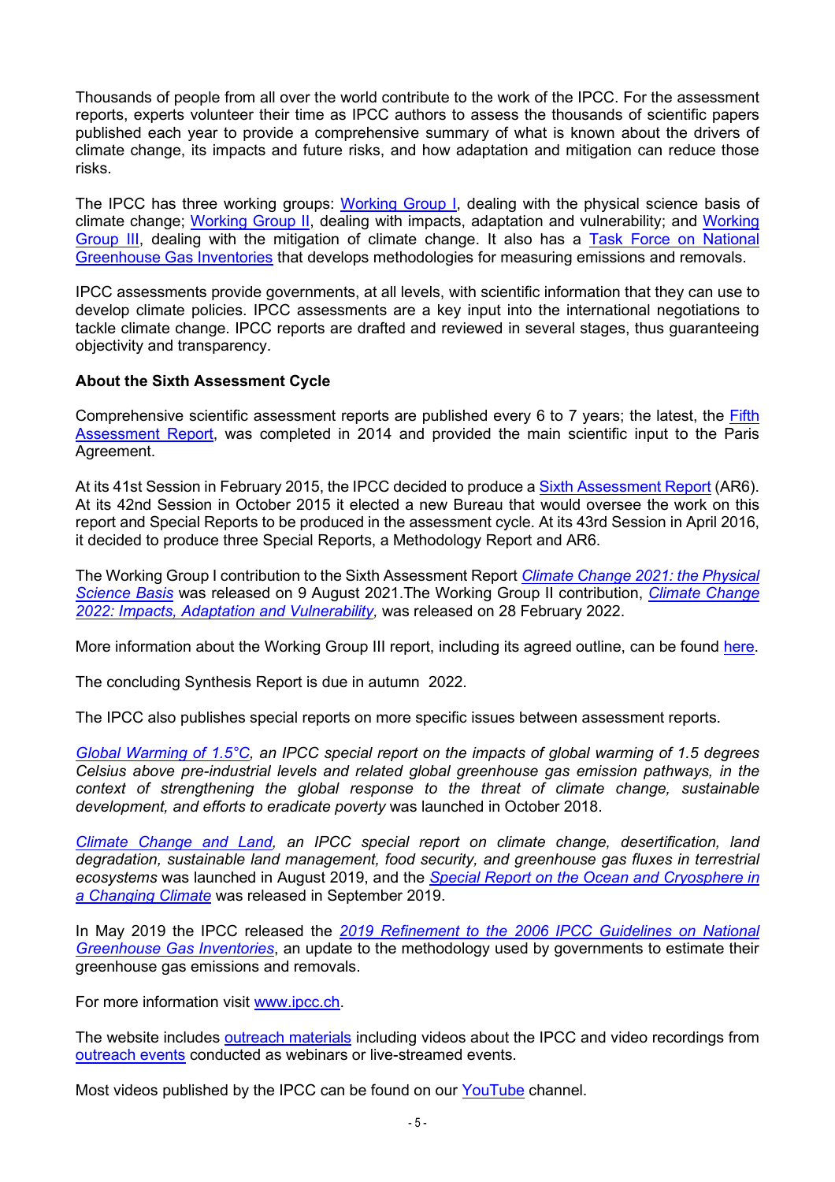Thousands of people from all over the world contribute to the work of the IPCC. For the assessment reports, experts volunteer their time as IPCC authors to assess the thousands of scientific papers published each year to provide a comprehensive summary of what is known about the drivers of climate change, its impacts and future risks, and how adaptation and mitigation can reduce those risks.

The IPCC has three working groups: Working Group I, dealing with the physical science basis of climate change; Working Group II, dealing with impacts, adaptation and vulnerability; and Working Group III, dealing with the mitigation of climate change. It also has a Task Force on National Greenhouse Gas Inventories that develops methodologies for measuring emissions and removals.

IPCC assessments provide governments, at all levels, with scientific information that they can use to develop climate policies. IPCC assessments are a key input into the international negotiations to tackle climate change. IPCC reports are drafted and reviewed in several stages, thus guaranteeing objectivity and transparency.

**About the Sixth Assessment Cycle**

Comprehensive scientific assessment reports are published every 6 to 7 years; the latest, the Fifth Assessment Report, was completed in 2014 and provided the main scientific input to the Paris Agreement.

At its 41st Session in February 2015, the IPCC decided to produce a Sixth Assessment Report (AR6). At its 42nd Session in October 2015 it elected a new Bureau that would oversee the work on this report and Special Reports to be produced in the assessment cycle. At its 43rd Session in April 2016, it decided to produce three Special Reports, a Methodology Report and AR6.

The Working Group I contribution to the Sixth Assessment Report *Climate Change 2021: the Physical Science Basis* was released on 9 August 2021.The Working Group II contribution, *Climate Change 2022: Impacts, Adaptation and Vulnerability,* was released on 28 February 2022.

More information about the Working Group III report, including its agreed outline, can be found here.

The concluding Synthesis Report is due in autumn 2022.

The IPCC also publishes special reports on more specific issues between assessment reports.

*Global Warming of 1.5°C, an IPCC special report on the impacts of global warming of 1.5 degrees Celsius above pre-industrial levels and related global greenhouse gas emission pathways, in the context of strengthening the global response to the threat of climate change, sustainable development, and efforts to eradicate poverty* was launched in October 2018.

*Climate Change and Land, an IPCC special report on climate change, desertification, land degradation, sustainable land management, food security, and greenhouse gas fluxes in terrestrial ecosystems* was launched in August 2019, and the *Special Report on the Ocean and Cryosphere in a Changing Climate* was released in September 2019.

In May 2019 the IPCC released the *2019 Refinement to the 2006 IPCC Guidelines on National Greenhouse Gas Inventories*, an update to the methodology used by governments to estimate their greenhouse gas emissions and removals.

For more information visit www.ipcc.ch.

The website includes outreach materials including videos about the IPCC and video recordings from outreach events conducted as webinars or live-streamed events.

Most videos published by the IPCC can be found on our YouTube channel.